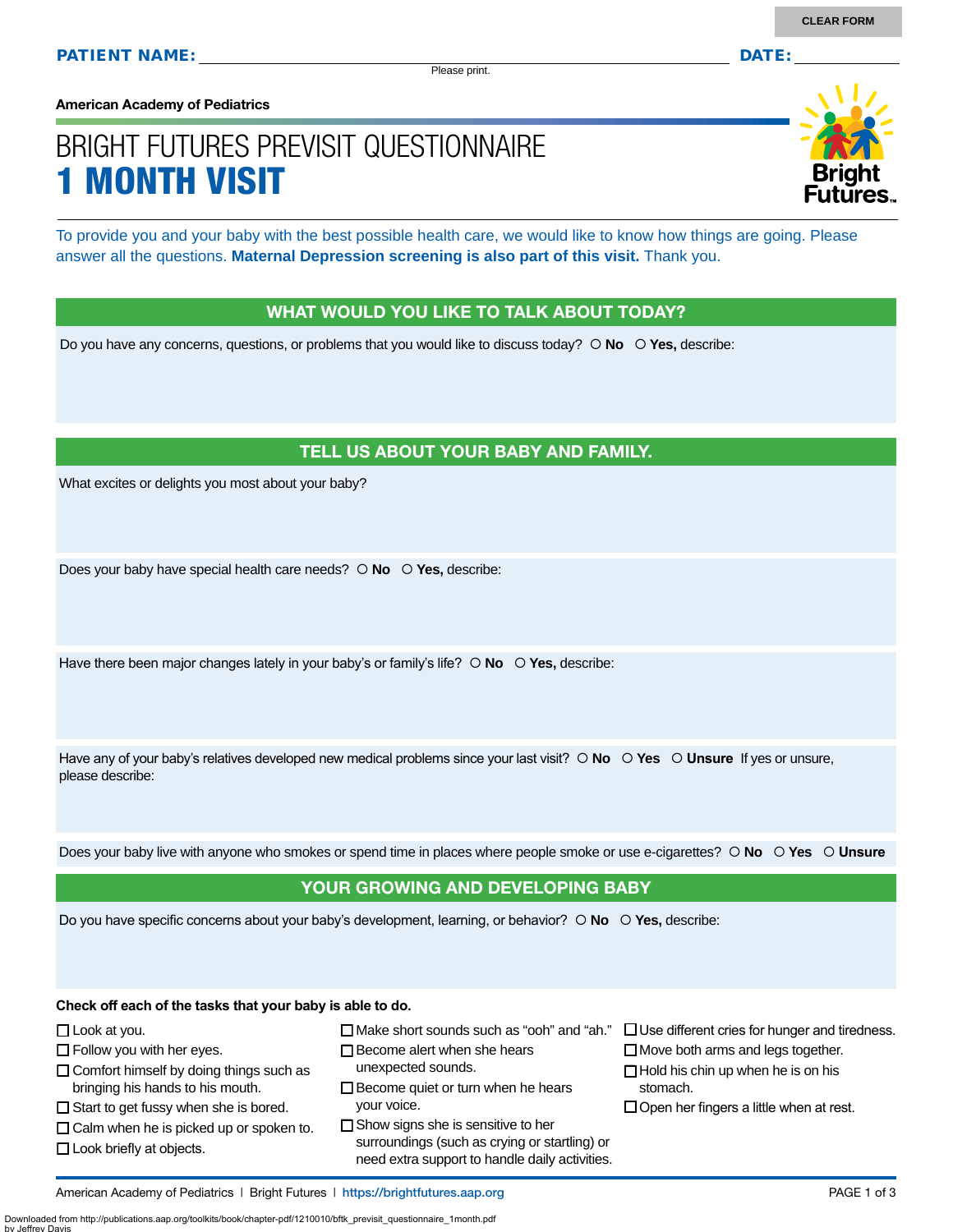CLEAR FORM

**PATIENT NAME:** ____________________ **DATE:** __________

Please print.

**American Academy of Pediatrics**

# BRIGHT FUTURES PREVISIT QUESTIONNAIRE
# 1 MONTH VISIT

Bright Futures.

To provide you and your baby with the best possible health care, we would like to know how things are going. Please answer all the questions. **Maternal Depression screening is also part of this visit.** Thank you.

## WHAT WOULD YOU LIKE TO TALK ABOUT TODAY?

Do you have any concerns, questions, or problems that you would like to discuss today? ○ **No** ○ **Yes,** describe:

## TELL US ABOUT YOUR BABY AND FAMILY.

What excites or delights you most about your baby?

Does your baby have special health care needs? ○ **No** ○ **Yes,** describe:

Have there been major changes lately in your baby's or family's life? ○ **No** ○ **Yes,** describe:

Have any of your baby's relatives developed new medical problems since your last visit? ○ **No** ○ **Yes** ○ **Unsure** If yes or unsure, please describe:

Does your baby live with anyone who smokes or spend time in places where people smoke or use e-cigarettes? ○ **No** ○ **Yes** ○ **Unsure**

## YOUR GROWING AND DEVELOPING BABY

Do you have specific concerns about your baby's development, learning, or behavior? ○ **No** ○ **Yes,** describe:

**Check off each of the tasks that your baby is able to do.**

- ☐ Look at you.
- ☐ Follow you with her eyes.
- ☐ Comfort himself by doing things such as bringing his hands to his mouth.
- ☐ Start to get fussy when she is bored.
- ☐ Calm when he is picked up or spoken to.
- ☐ Look briefly at objects.
- ☐ Make short sounds such as "ooh" and "ah."
- ☐ Become alert when she hears unexpected sounds.
- ☐ Become quiet or turn when he hears your voice.
- ☐ Show signs she is sensitive to her surroundings (such as crying or startling) or need extra support to handle daily activities.
- ☐ Use different cries for hunger and tiredness.
- ☐ Move both arms and legs together.
- ☐ Hold his chin up when he is on his stomach.
- ☐ Open her fingers a little when at rest.

American Academy of Pediatrics | Bright Futures | https://brightfutures.aap.org

Downloaded from http://publications.aap.org/toolkits/book/chapter-pdf/1210010/bftk_previsit_questionnaire_1month.pdf
by Jeffrey Davis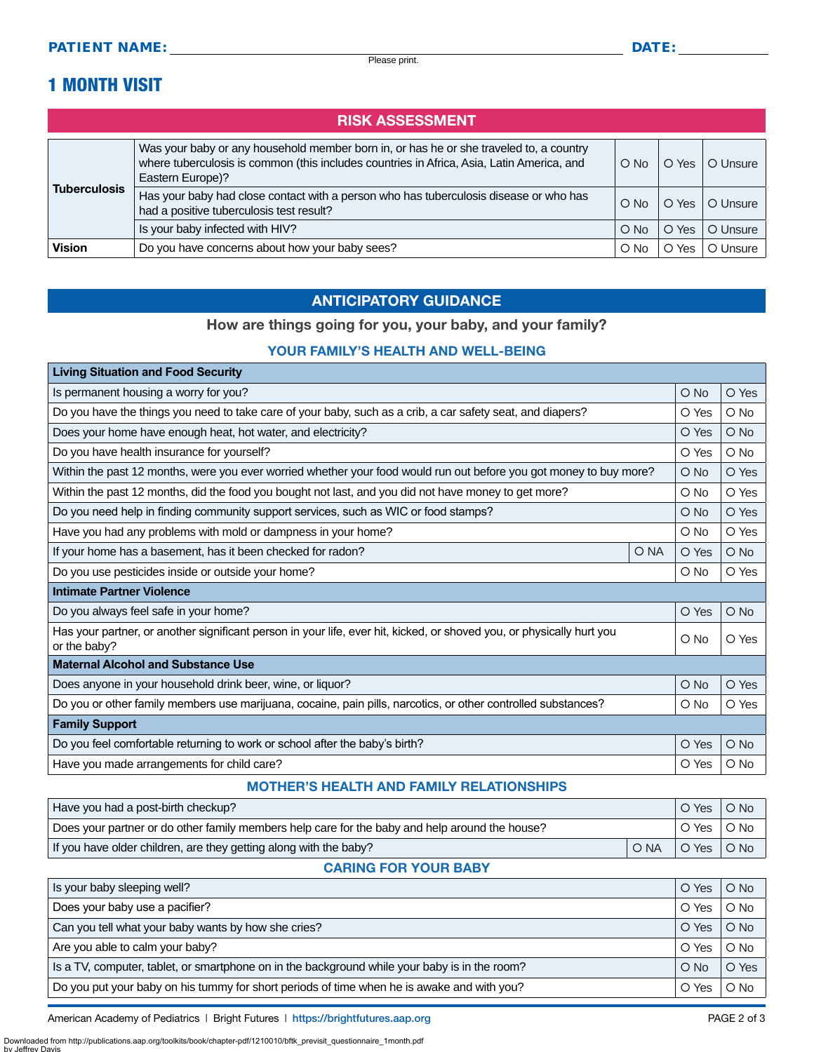**PATIENT NAME:** ______________________________ **DATE:** __________

Please print.

# 1 MONTH VISIT

## RISK ASSESSMENT

| | | | | |
|---|---|---|---|---|
| **Tuberculosis** | Was your baby or any household member born in, or has he or she traveled to, a country where tuberculosis is common (this includes countries in Africa, Asia, Latin America, and Eastern Europe)? | O No | O Yes | O Unsure |
| | Has your baby had close contact with a person who has tuberculosis disease or who has had a positive tuberculosis test result? | O No | O Yes | O Unsure |
| | Is your baby infected with HIV? | O No | O Yes | O Unsure |
| **Vision** | Do you have concerns about how your baby sees? | O No | O Yes | O Unsure |

## ANTICIPATORY GUIDANCE

**How are things going for you, your baby, and your family?**

### YOUR FAMILY'S HEALTH AND WELL-BEING

| **Living Situation and Food Security** | | | |
|---|---|---|---|
| Is permanent housing a worry for you? | | O No | O Yes |
| Do you have the things you need to take care of your baby, such as a crib, a car safety seat, and diapers? | | O Yes | O No |
| Does your home have enough heat, hot water, and electricity? | | O Yes | O No |
| Do you have health insurance for yourself? | | O Yes | O No |
| Within the past 12 months, were you ever worried whether your food would run out before you got money to buy more? | | O No | O Yes |
| Within the past 12 months, did the food you bought not last, and you did not have money to get more? | | O No | O Yes |
| Do you need help in finding community support services, such as WIC or food stamps? | | O No | O Yes |
| Have you had any problems with mold or dampness in your home? | | O No | O Yes |
| If your home has a basement, has it been checked for radon? | O NA | O Yes | O No |
| Do you use pesticides inside or outside your home? | | O No | O Yes |
| **Intimate Partner Violence** | | | |
| Do you always feel safe in your home? | | O Yes | O No |
| Has your partner, or another significant person in your life, ever hit, kicked, or shoved you, or physically hurt you or the baby? | | O No | O Yes |
| **Maternal Alcohol and Substance Use** | | | |
| Does anyone in your household drink beer, wine, or liquor? | | O No | O Yes |
| Do you or other family members use marijuana, cocaine, pain pills, narcotics, or other controlled substances? | | O No | O Yes |
| **Family Support** | | | |
| Do you feel comfortable returning to work or school after the baby's birth? | | O Yes | O No |
| Have you made arrangements for child care? | | O Yes | O No |

### MOTHER'S HEALTH AND FAMILY RELATIONSHIPS

| | | | |
|---|---|---|---|
| Have you had a post-birth checkup? | | O Yes | O No |
| Does your partner or do other family members help care for the baby and help around the house? | | O Yes | O No |
| If you have older children, are they getting along with the baby? | O NA | O Yes | O No |

### CARING FOR YOUR BABY

| | | |
|---|---|---|
| Is your baby sleeping well? | O Yes | O No |
| Does your baby use a pacifier? | O Yes | O No |
| Can you tell what your baby wants by how she cries? | O Yes | O No |
| Are you able to calm your baby? | O Yes | O No |
| Is a TV, computer, tablet, or smartphone on in the background while your baby is in the room? | O No | O Yes |
| Do you put your baby on his tummy for short periods of time when he is awake and with you? | O Yes | O No |

American Academy of Pediatrics | Bright Futures | https://brightfutures.aap.org

Downloaded from http://publications.aap.org/toolkits/book/chapter-pdf/1210010/bftk_previsit_questionnaire_1month.pdf
by Jeffrey Davis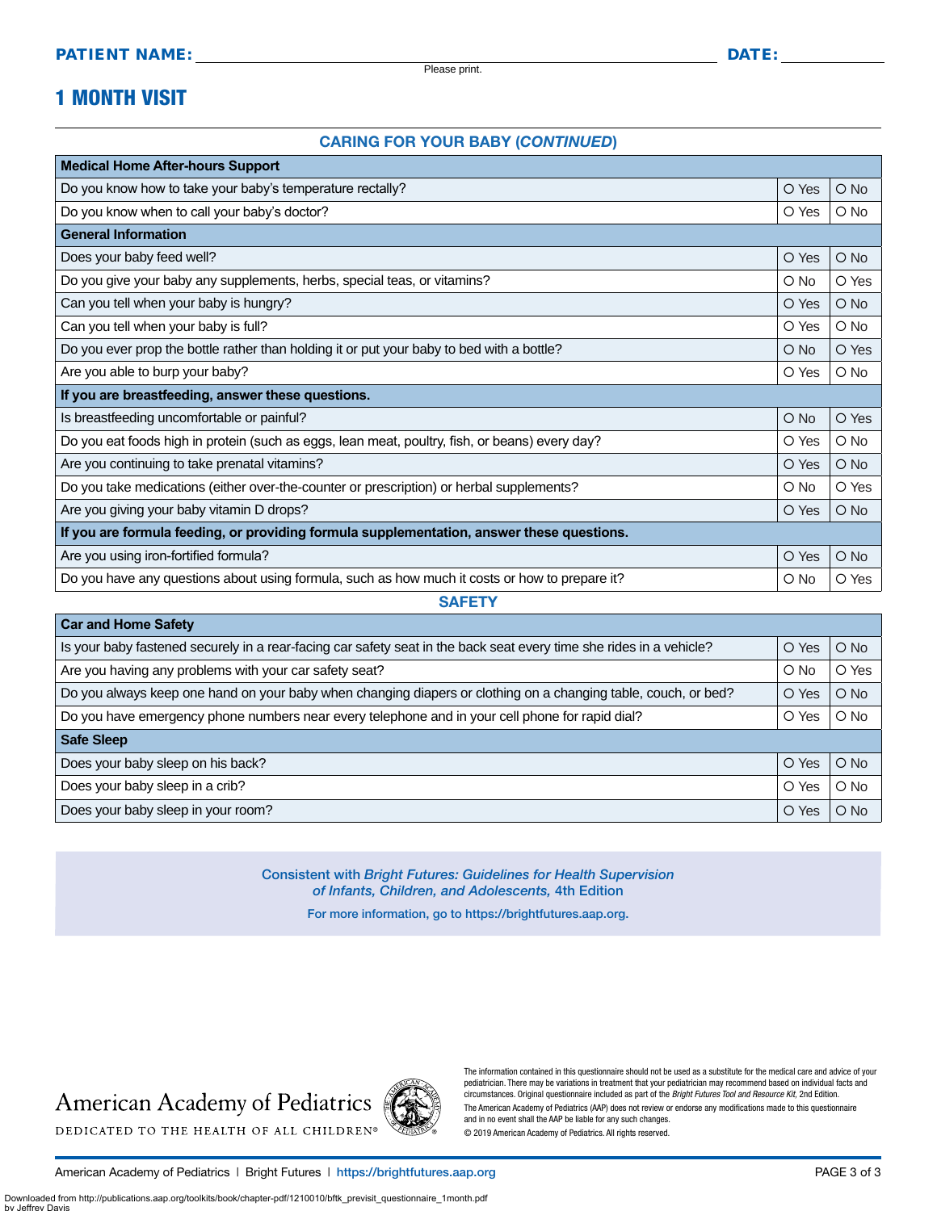**PATIENT NAME:** ______________________________ **DATE:** __________

Please print.

# 1 MONTH VISIT

## CARING FOR YOUR BABY (*CONTINUED*)

| | | |
|---|---|---|
| **Medical Home After-hours Support** | | |
| Do you know how to take your baby's temperature rectally? | O Yes | O No |
| Do you know when to call your baby's doctor? | O Yes | O No |
| **General Information** | | |
| Does your baby feed well? | O Yes | O No |
| Do you give your baby any supplements, herbs, special teas, or vitamins? | O No | O Yes |
| Can you tell when your baby is hungry? | O Yes | O No |
| Can you tell when your baby is full? | O Yes | O No |
| Do you ever prop the bottle rather than holding it or put your baby to bed with a bottle? | O No | O Yes |
| Are you able to burp your baby? | O Yes | O No |
| **If you are breastfeeding, answer these questions.** | | |
| Is breastfeeding uncomfortable or painful? | O No | O Yes |
| Do you eat foods high in protein (such as eggs, lean meat, poultry, fish, or beans) every day? | O Yes | O No |
| Are you continuing to take prenatal vitamins? | O Yes | O No |
| Do you take medications (either over-the-counter or prescription) or herbal supplements? | O No | O Yes |
| Are you giving your baby vitamin D drops? | O Yes | O No |
| **If you are formula feeding, or providing formula supplementation, answer these questions.** | | |
| Are you using iron-fortified formula? | O Yes | O No |
| Do you have any questions about using formula, such as how much it costs or how to prepare it? | O No | O Yes |

## SAFETY

| | | |
|---|---|---|
| **Car and Home Safety** | | |
| Is your baby fastened securely in a rear-facing car safety seat in the back seat every time she rides in a vehicle? | O Yes | O No |
| Are you having any problems with your car safety seat? | O No | O Yes |
| Do you always keep one hand on your baby when changing diapers or clothing on a changing table, couch, or bed? | O Yes | O No |
| Do you have emergency phone numbers near every telephone and in your cell phone for rapid dial? | O Yes | O No |
| **Safe Sleep** | | |
| Does your baby sleep on his back? | O Yes | O No |
| Does your baby sleep in a crib? | O Yes | O No |
| Does your baby sleep in your room? | O Yes | O No |

Consistent with *Bright Futures: Guidelines for Health Supervision of Infants, Children, and Adolescents,* 4th Edition

For more information, go to https://brightfutures.aap.org.

American Academy of Pediatrics
DEDICATED TO THE HEALTH OF ALL CHILDREN®

The information contained in this questionnaire should not be used as a substitute for the medical care and advice of your pediatrician. There may be variations in treatment that your pediatrician may recommend based on individual facts and circumstances. Original questionnaire included as part of the *Bright Futures Tool and Resource Kit,* 2nd Edition.

The American Academy of Pediatrics (AAP) does not review or endorse any modifications made to this questionnaire and in no event shall the AAP be liable for any such changes.

© 2019 American Academy of Pediatrics. All rights reserved.